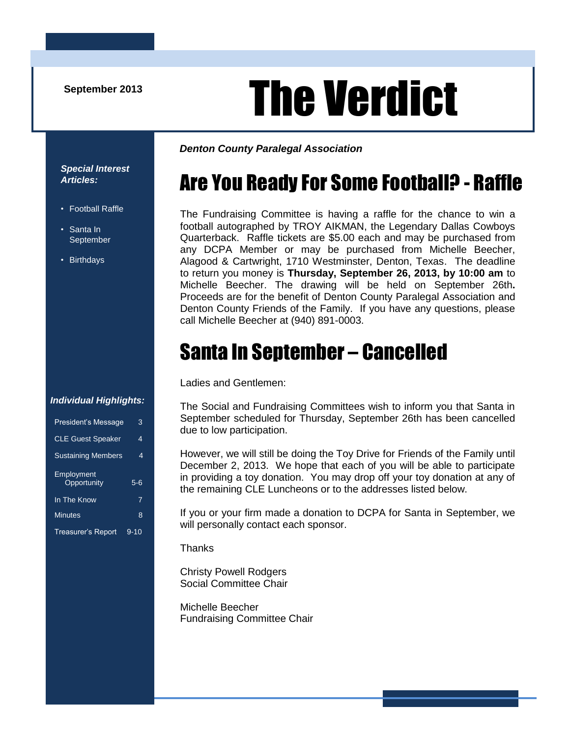September 2013

# The Verdict

***Denton County Paralegal Association***

***Special Interest Articles:***

- Football Raffle
- Santa In September
- Birthdays

***Individual Highlights:***

| | |
|---|---|
| President's Message | 3 |
| CLE Guest Speaker | 4 |
| Sustaining Members | 4 |
| Employment Opportunity | 5-6 |
| In The Know | 7 |
| Minutes | 8 |
| Treasurer's Report | 9-10 |

## Are You Ready For Some Football? - Raffle

The Fundraising Committee is having a raffle for the chance to win a football autographed by TROY AIKMAN, the Legendary Dallas Cowboys Quarterback. Raffle tickets are $5.00 each and may be purchased from any DCPA Member or may be purchased from Michelle Beecher, Alagood & Cartwright, 1710 Westminster, Denton, Texas. The deadline to return you money is **Thursday, September 26, 2013, by 10:00 am** to Michelle Beecher. The drawing will be held on September 26th**.** Proceeds are for the benefit of Denton County Paralegal Association and Denton County Friends of the Family. If you have any questions, please call Michelle Beecher at (940) 891-0003.

## Santa In September – Cancelled

Ladies and Gentlemen:

The Social and Fundraising Committees wish to inform you that Santa in September scheduled for Thursday, September 26th has been cancelled due to low participation.

However, we will still be doing the Toy Drive for Friends of the Family until December 2, 2013. We hope that each of you will be able to participate in providing a toy donation. You may drop off your toy donation at any of the remaining CLE Luncheons or to the addresses listed below.

If you or your firm made a donation to DCPA for Santa in September, we will personally contact each sponsor.

Thanks

Christy Powell Rodgers
Social Committee Chair

Michelle Beecher
Fundraising Committee Chair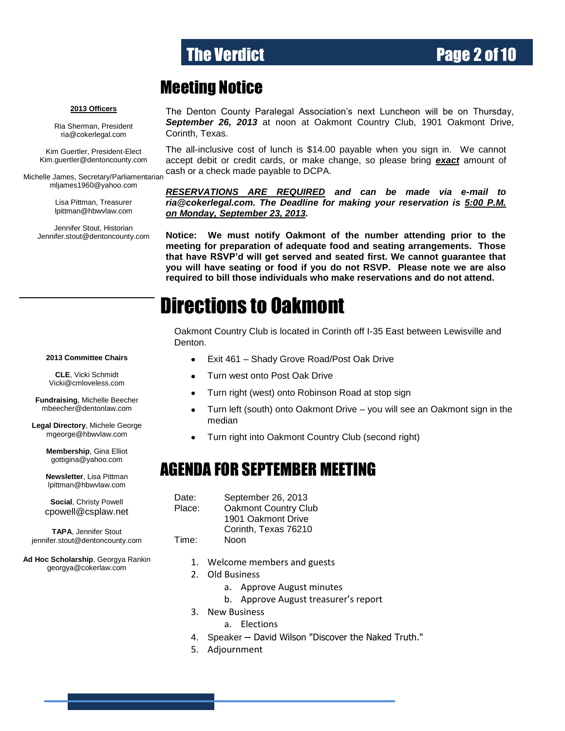## Meeting Notice

**2013 Officers**

Ria Sherman, President
ria@cokerlegal.com

Kim Guertler, President-Elect
Kim.guertler@dentoncounty.com

Michelle James, Secretary/Parliamentarian
mljames1960@yahoo.com

Lisa Pittman, Treasurer
lpittman@hbwvlaw.com

Jennifer Stout, Historian
Jennifer.stout@dentoncounty.com

**2013 Committee Chairs**

**CLE**, Vicki Schmidt
Vicki@cmloveless.com

**Fundraising**, Michelle Beecher
mbeecher@dentonlaw.com

**Legal Directory**, Michele George
mgeorge@hbwvlaw.com

**Membership**, Gina Elliot
gottigina@yahoo.com

**Newsletter**, Lisa Pittman
lpittman@hbwvlaw.com

**Social**, Christy Powell
cpowell@csplaw.net

**TAPA**, Jennifer Stout
jennifer.stout@dentoncounty.com

**Ad Hoc Scholarship**, Georgya Rankin
georgya@cokerlaw.com

The Denton County Paralegal Association's next Luncheon will be on Thursday, ***September 26, 2013*** at noon at Oakmont Country Club, 1901 Oakmont Drive, Corinth, Texas.

The all-inclusive cost of lunch is $14.00 payable when you sign in. We cannot accept debit or credit cards, or make change, so please bring ***exact*** amount of cash or a check made payable to DCPA.

***RESERVATIONS ARE REQUIRED and can be made via e-mail to ria@cokerlegal.com. The Deadline for making your reservation is 5:00 P.M. on Monday, September 23, 2013.***

**Notice: We must notify Oakmont of the number attending prior to the meeting for preparation of adequate food and seating arrangements. Those that have RSVP'd will get served and seated first. We cannot guarantee that you will have seating or food if you do not RSVP. Please note we are also required to bill those individuals who make reservations and do not attend.**

# Directions to Oakmont

Oakmont Country Club is located in Corinth off I-35 East between Lewisville and Denton.

- Exit 461 – Shady Grove Road/Post Oak Drive
- Turn west onto Post Oak Drive
- Turn right (west) onto Robinson Road at stop sign
- Turn left (south) onto Oakmont Drive – you will see an Oakmont sign in the median
- Turn right into Oakmont Country Club (second right)

## AGENDA FOR SEPTEMBER MEETING

Date: September 26, 2013
Place: Oakmont Country Club
1901 Oakmont Drive
Corinth, Texas 76210
Time: Noon

1. Welcome members and guests
2. Old Business
   a. Approve August minutes
   b. Approve August treasurer's report
3. New Business
   a. Elections
4. Speaker – David Wilson "Discover the Naked Truth."
5. Adjournment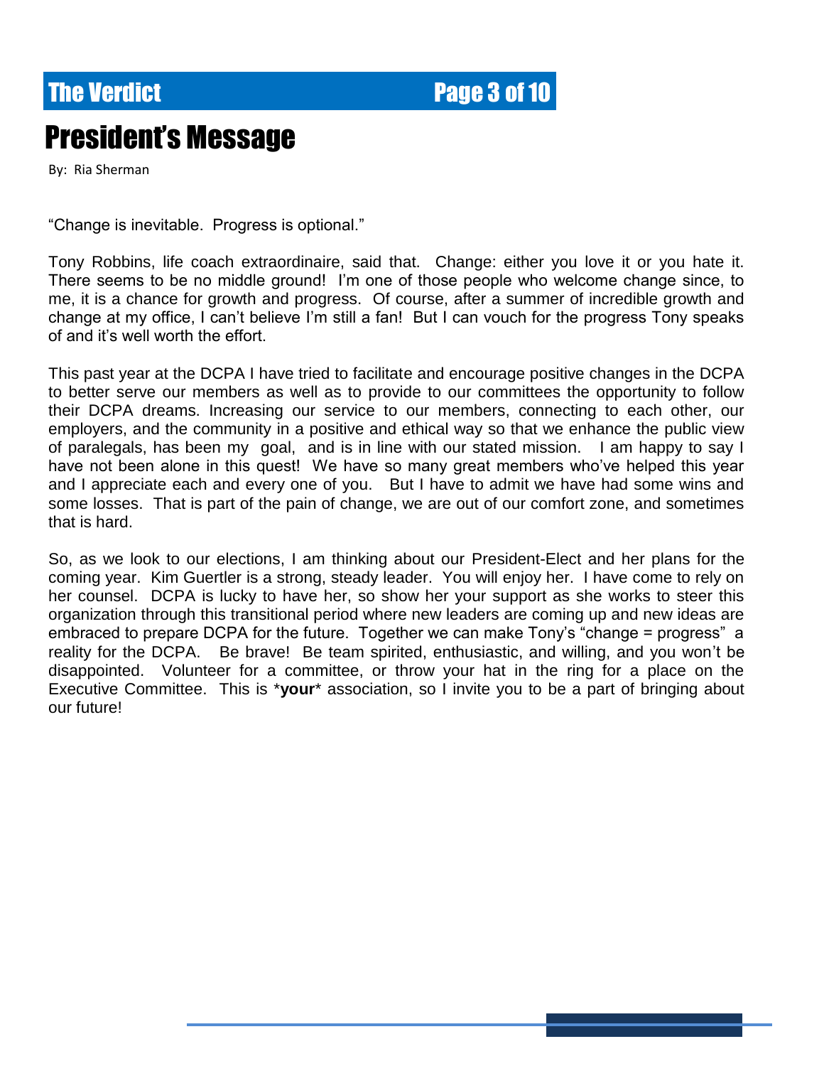# President's Message

By: Ria Sherman

"Change is inevitable. Progress is optional."

Tony Robbins, life coach extraordinaire, said that. Change: either you love it or you hate it. There seems to be no middle ground! I'm one of those people who welcome change since, to me, it is a chance for growth and progress. Of course, after a summer of incredible growth and change at my office, I can't believe I'm still a fan! But I can vouch for the progress Tony speaks of and it's well worth the effort.

This past year at the DCPA I have tried to facilitate and encourage positive changes in the DCPA to better serve our members as well as to provide to our committees the opportunity to follow their DCPA dreams. Increasing our service to our members, connecting to each other, our employers, and the community in a positive and ethical way so that we enhance the public view of paralegals, has been my goal, and is in line with our stated mission. I am happy to say I have not been alone in this quest! We have so many great members who've helped this year and I appreciate each and every one of you. But I have to admit we have had some wins and some losses. That is part of the pain of change, we are out of our comfort zone, and sometimes that is hard.

So, as we look to our elections, I am thinking about our President-Elect and her plans for the coming year. Kim Guertler is a strong, steady leader. You will enjoy her. I have come to rely on her counsel. DCPA is lucky to have her, so show her your support as she works to steer this organization through this transitional period where new leaders are coming up and new ideas are embraced to prepare DCPA for the future. Together we can make Tony's "change = progress" a reality for the DCPA. Be brave! Be team spirited, enthusiastic, and willing, and you won't be disappointed. Volunteer for a committee, or throw your hat in the ring for a place on the Executive Committee. This is *​**your**​* association, so I invite you to be a part of bringing about our future!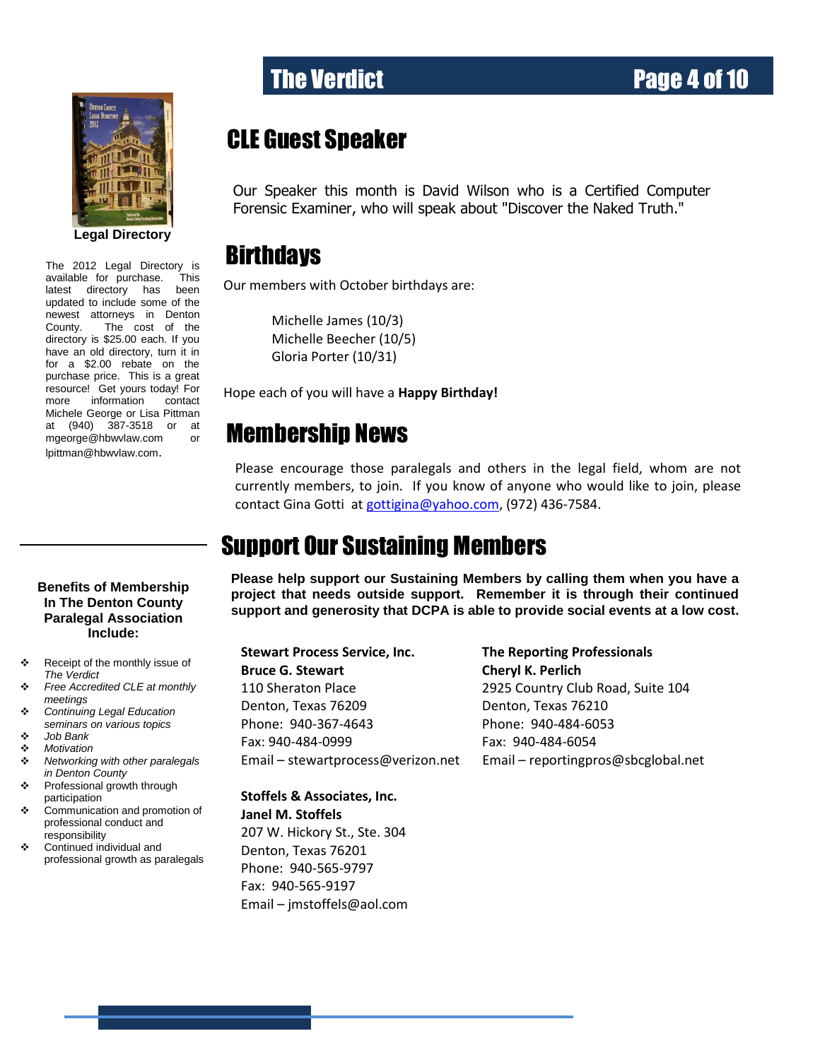## CLE Guest Speaker

Our Speaker this month is David Wilson who is a Certified Computer Forensic Examiner, who will speak about "Discover the Naked Truth."

## Birthdays

Our members with October birthdays are:

Michelle James (10/3)
Michelle Beecher (10/5)
Gloria Porter (10/31)

Hope each of you will have a **Happy Birthday!**

## Membership News

Please encourage those paralegals and others in the legal field, whom are not currently members, to join. If you know of anyone who would like to join, please contact Gina Gotti at gottigina@yahoo.com, (972) 436-7584.

## Support Our Sustaining Members

**Please help support our Sustaining Members by calling them when you have a project that needs outside support. Remember it is through their continued support and generosity that DCPA is able to provide social events at a low cost.**

**Stewart Process Service, Inc.**
**Bruce G. Stewart**
110 Sheraton Place
Denton, Texas 76209
Phone: 940-367-4643
Fax: 940-484-0999
Email – stewartprocess@verizon.net

**Stoffels & Associates, Inc.**
**Janel M. Stoffels**
207 W. Hickory St., Ste. 304
Denton, Texas 76201
Phone: 940-565-9797
Fax: 940-565-9197
Email – jmstoffels@aol.com

**The Reporting Professionals**
**Cheryl K. Perlich**
2925 Country Club Road, Suite 104
Denton, Texas 76210
Phone: 940-484-6053
Fax: 940-484-6054
Email – reportingpros@sbcglobal.net

**Legal Directory**

The 2012 Legal Directory is available for purchase. This latest directory has been updated to include some of the newest attorneys in Denton County. The cost of the directory is $25.00 each. If you have an old directory, turn it in for a $2.00 rebate on the purchase price. This is a great resource! Get yours today! For more information contact Michele George or Lisa Pittman at (940) 387-3518 or at mgeorge@hbwvlaw.com or lpittman@hbwvlaw.com.

**Benefits of Membership In The Denton County Paralegal Association Include:**

- Receipt of the monthly issue of *The Verdict*
- *Free Accredited CLE at monthly meetings*
- *Continuing Legal Education seminars on various topics*
- *Job Bank*
- *Motivation*
- *Networking with other paralegals in Denton County*
- Professional growth through participation
- Communication and promotion of professional conduct and responsibility
- Continued individual and professional growth as paralegals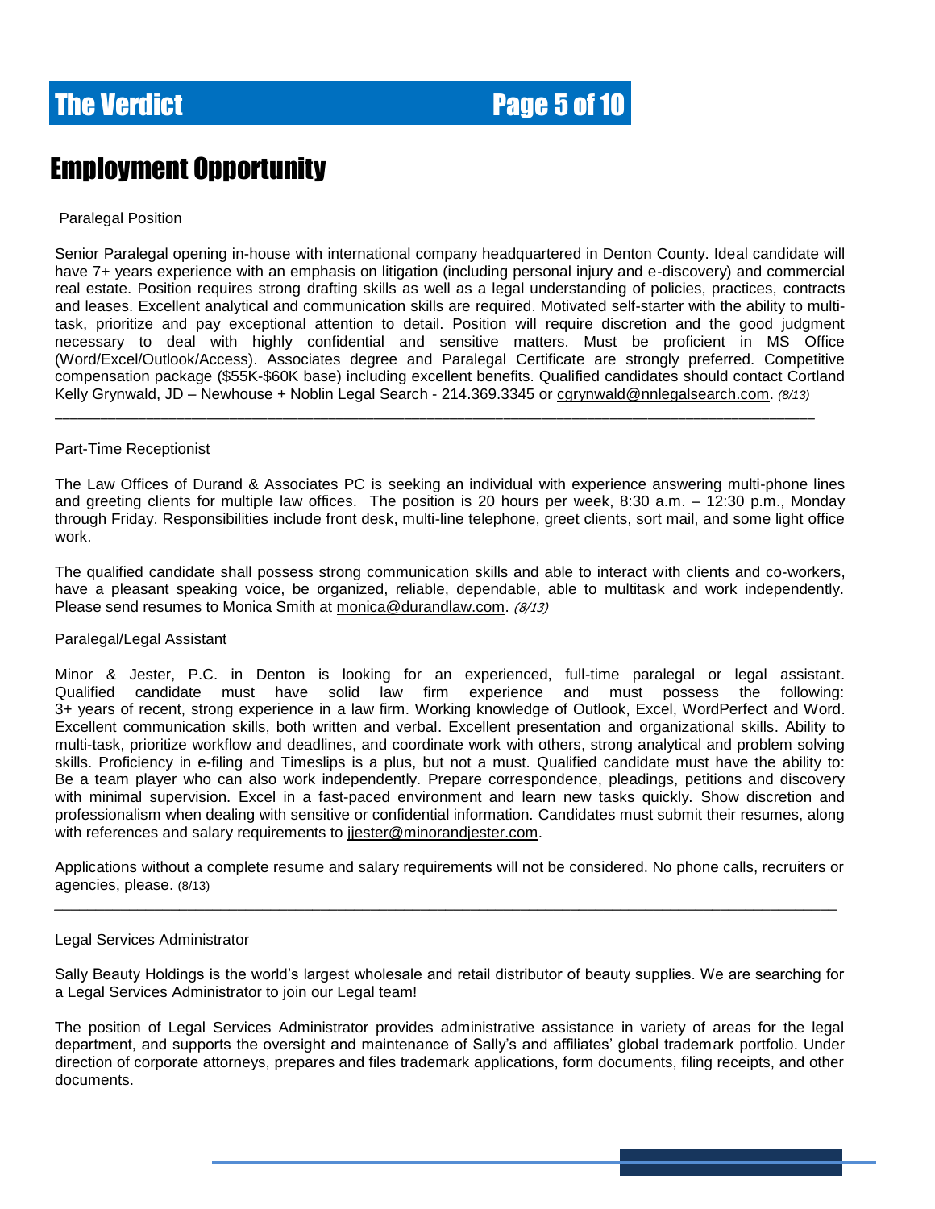## Employment Opportunity

Paralegal Position

Senior Paralegal opening in-house with international company headquartered in Denton County. Ideal candidate will have 7+ years experience with an emphasis on litigation (including personal injury and e-discovery) and commercial real estate. Position requires strong drafting skills as well as a legal understanding of policies, practices, contracts and leases. Excellent analytical and communication skills are required. Motivated self-starter with the ability to multi-task, prioritize and pay exceptional attention to detail. Position will require discretion and the good judgment necessary to deal with highly confidential and sensitive matters. Must be proficient in MS Office (Word/Excel/Outlook/Access). Associates degree and Paralegal Certificate are strongly preferred. Competitive compensation package ($55K-$60K base) including excellent benefits. Qualified candidates should contact Cortland Kelly Grynwald, JD – Newhouse + Noblin Legal Search - 214.369.3345 or cgrynwald@nnlegalsearch.com. *(8/13)*

---

Part-Time Receptionist

The Law Offices of Durand & Associates PC is seeking an individual with experience answering multi-phone lines and greeting clients for multiple law offices. The position is 20 hours per week, 8:30 a.m. – 12:30 p.m., Monday through Friday. Responsibilities include front desk, multi-line telephone, greet clients, sort mail, and some light office work.

The qualified candidate shall possess strong communication skills and able to interact with clients and co-workers, have a pleasant speaking voice, be organized, reliable, dependable, able to multitask and work independently. Please send resumes to Monica Smith at monica@durandlaw.com. *(8/13)*

Paralegal/Legal Assistant

Minor & Jester, P.C. in Denton is looking for an experienced, full-time paralegal or legal assistant. Qualified candidate must have solid law firm experience and must possess the following: 3+ years of recent, strong experience in a law firm. Working knowledge of Outlook, Excel, WordPerfect and Word. Excellent communication skills, both written and verbal. Excellent presentation and organizational skills. Ability to multi-task, prioritize workflow and deadlines, and coordinate work with others, strong analytical and problem solving skills. Proficiency in e-filing and Timeslips is a plus, but not a must. Qualified candidate must have the ability to: Be a team player who can also work independently. Prepare correspondence, pleadings, petitions and discovery with minimal supervision. Excel in a fast-paced environment and learn new tasks quickly. Show discretion and professionalism when dealing with sensitive or confidential information. Candidates must submit their resumes, along with references and salary requirements to jjester@minorandjester.com.

Applications without a complete resume and salary requirements will not be considered. No phone calls, recruiters or agencies, please. (8/13)

---

Legal Services Administrator

Sally Beauty Holdings is the world's largest wholesale and retail distributor of beauty supplies. We are searching for a Legal Services Administrator to join our Legal team!

The position of Legal Services Administrator provides administrative assistance in variety of areas for the legal department, and supports the oversight and maintenance of Sally's and affiliates' global trademark portfolio. Under direction of corporate attorneys, prepares and files trademark applications, form documents, filing receipts, and other documents.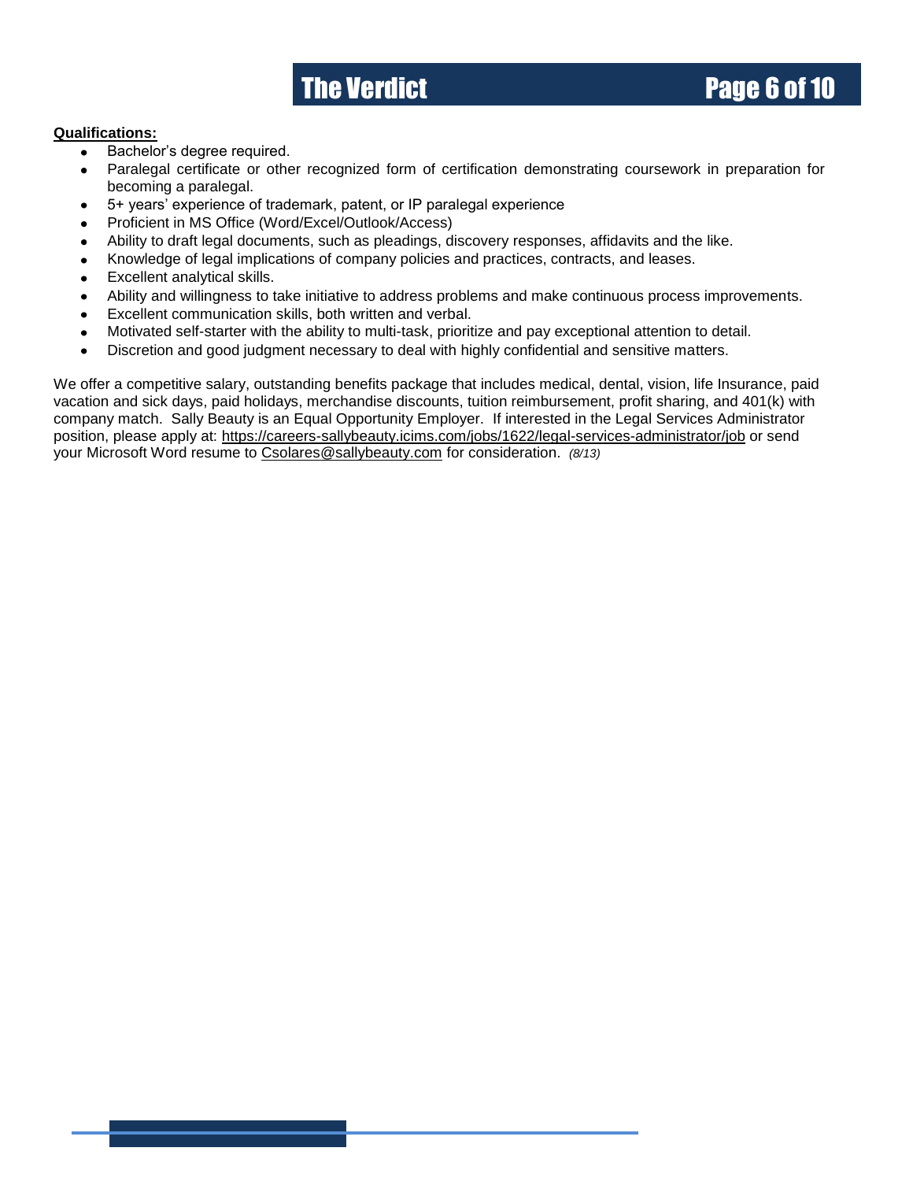**Qualifications:**

- Bachelor's degree required.
- Paralegal certificate or other recognized form of certification demonstrating coursework in preparation for becoming a paralegal.
- 5+ years' experience of trademark, patent, or IP paralegal experience
- Proficient in MS Office (Word/Excel/Outlook/Access)
- Ability to draft legal documents, such as pleadings, discovery responses, affidavits and the like.
- Knowledge of legal implications of company policies and practices, contracts, and leases.
- Excellent analytical skills.
- Ability and willingness to take initiative to address problems and make continuous process improvements.
- Excellent communication skills, both written and verbal.
- Motivated self-starter with the ability to multi-task, prioritize and pay exceptional attention to detail.
- Discretion and good judgment necessary to deal with highly confidential and sensitive matters.

We offer a competitive salary, outstanding benefits package that includes medical, dental, vision, life Insurance, paid vacation and sick days, paid holidays, merchandise discounts, tuition reimbursement, profit sharing, and 401(k) with company match. Sally Beauty is an Equal Opportunity Employer. If interested in the Legal Services Administrator position, please apply at: https://careers-sallybeauty.icims.com/jobs/1622/legal-services-administrator/job or send your Microsoft Word resume to Csolares@sallybeauty.com for consideration. *(8/13)*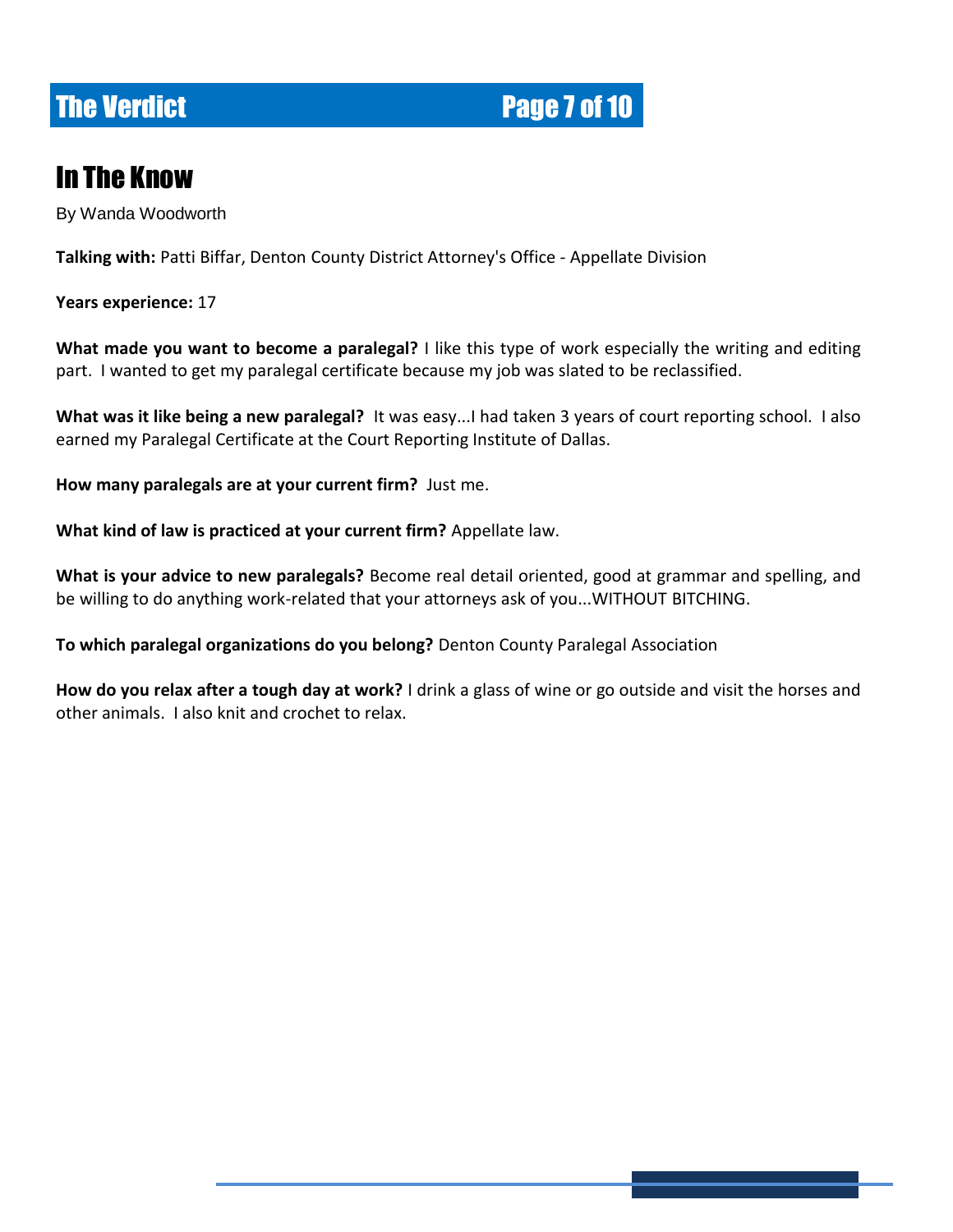# In The Know

By Wanda Woodworth

**Talking with:** Patti Biffar, Denton County District Attorney's Office - Appellate Division

**Years experience:** 17

**What made you want to become a paralegal?** I like this type of work especially the writing and editing part. I wanted to get my paralegal certificate because my job was slated to be reclassified.

**What was it like being a new paralegal?** It was easy...I had taken 3 years of court reporting school. I also earned my Paralegal Certificate at the Court Reporting Institute of Dallas.

**How many paralegals are at your current firm?** Just me.

**What kind of law is practiced at your current firm?** Appellate law.

**What is your advice to new paralegals?** Become real detail oriented, good at grammar and spelling, and be willing to do anything work-related that your attorneys ask of you...WITHOUT BITCHING.

**To which paralegal organizations do you belong?** Denton County Paralegal Association

**How do you relax after a tough day at work?** I drink a glass of wine or go outside and visit the horses and other animals. I also knit and crochet to relax.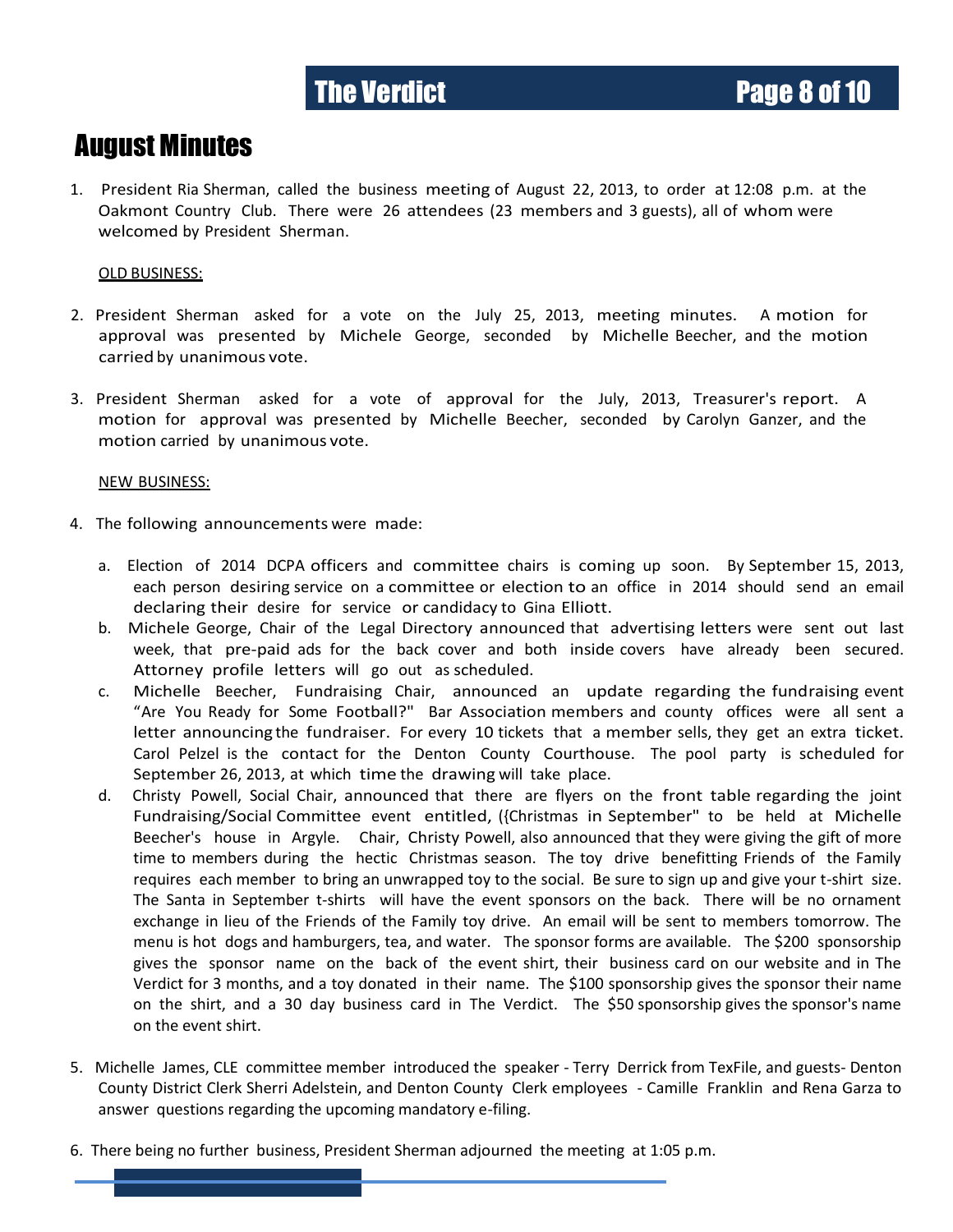## August Minutes

1. President Ria Sherman, called the business meeting of August 22, 2013, to order at 12:08 p.m. at the Oakmont Country Club. There were 26 attendees (23 members and 3 guests), all of whom were welcomed by President Sherman.

   OLD BUSINESS:

2. President Sherman asked for a vote on the July 25, 2013, meeting minutes. A motion for approval was presented by Michele George, seconded by Michelle Beecher, and the motion carried by unanimous vote.

3. President Sherman asked for a vote of approval for the July, 2013, Treasurer's report. A motion for approval was presented by Michelle Beecher, seconded by Carolyn Ganzer, and the motion carried by unanimous vote.

   NEW BUSINESS:

4. The following announcements were made:

   a. Election of 2014 DCPA officers and committee chairs is coming up soon. By September 15, 2013, each person desiring service on a committee or election to an office in 2014 should send an email declaring their desire for service or candidacy to Gina Elliott.

   b. Michele George, Chair of the Legal Directory announced that advertising letters were sent out last week, that pre-paid ads for the back cover and both inside covers have already been secured. Attorney profile letters will go out as scheduled.

   c. Michelle Beecher, Fundraising Chair, announced an update regarding the fundraising event "Are You Ready for Some Football?" Bar Association members and county offices were all sent a letter announcing the fundraiser. For every 10 tickets that a member sells, they get an extra ticket. Carol Pelzel is the contact for the Denton County Courthouse. The pool party is scheduled for September 26, 2013, at which time the drawing will take place.

   d. Christy Powell, Social Chair, announced that there are flyers on the front table regarding the joint Fundraising/Social Committee event entitled, ({Christmas in September" to be held at Michelle Beecher's house in Argyle. Chair, Christy Powell, also announced that they were giving the gift of more time to members during the hectic Christmas season. The toy drive benefitting Friends of the Family requires each member to bring an unwrapped toy to the social. Be sure to sign up and give your t-shirt size. The Santa in September t-shirts will have the event sponsors on the back. There will be no ornament exchange in lieu of the Friends of the Family toy drive. An email will be sent to members tomorrow. The menu is hot dogs and hamburgers, tea, and water. The sponsor forms are available. The $200 sponsorship gives the sponsor name on the back of the event shirt, their business card on our website and in The Verdict for 3 months, and a toy donated in their name. The $100 sponsorship gives the sponsor their name on the shirt, and a 30 day business card in The Verdict. The $50 sponsorship gives the sponsor's name on the event shirt.

5. Michelle James, CLE committee member introduced the speaker - Terry Derrick from TexFile, and guests- Denton County District Clerk Sherri Adelstein, and Denton County Clerk employees - Camille Franklin and Rena Garza to answer questions regarding the upcoming mandatory e-filing.

6. There being no further business, President Sherman adjourned the meeting at 1:05 p.m.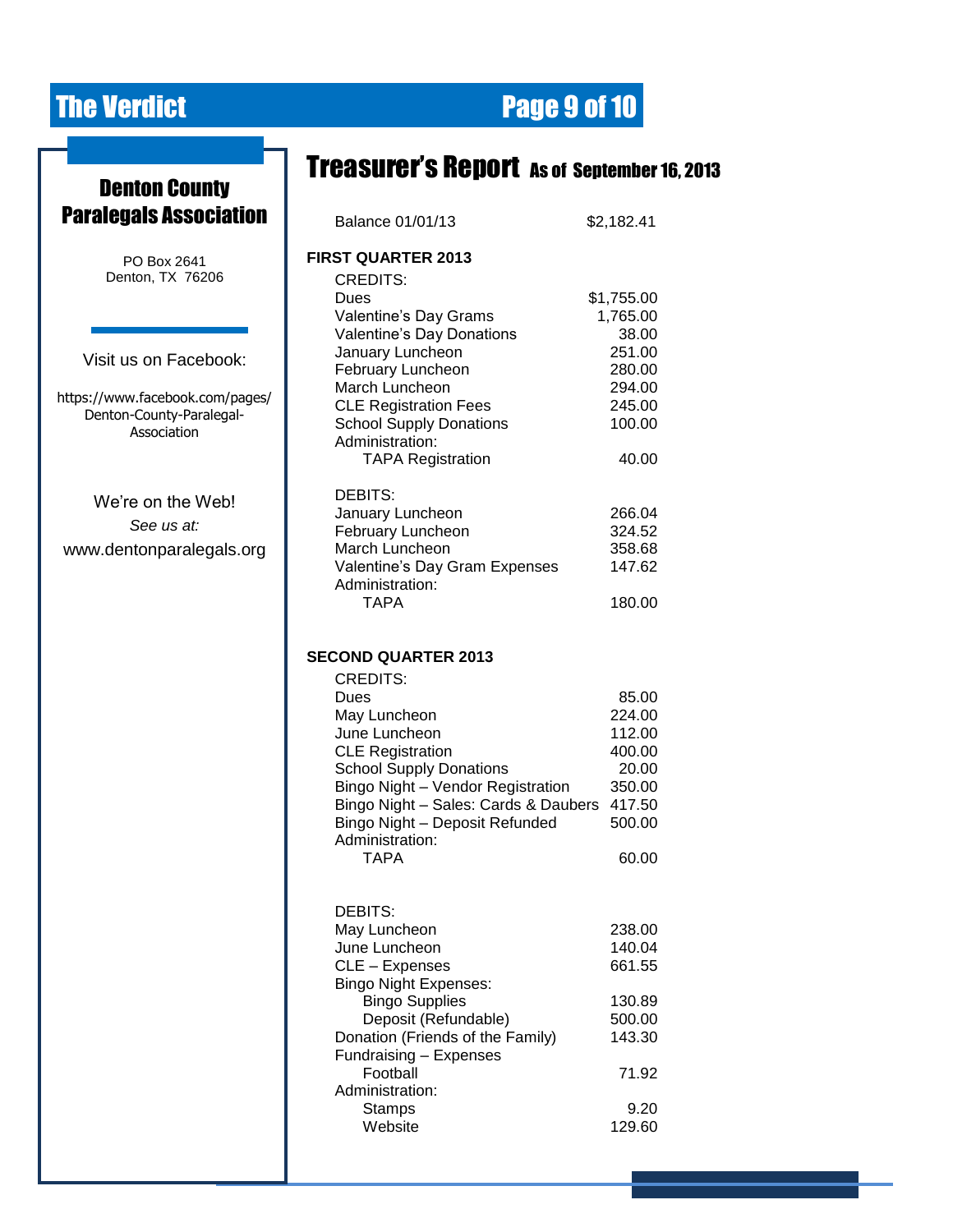## Denton County Paralegals Association

PO Box 2641
Denton, TX 76206

Visit us on Facebook:

https://www.facebook.com/pages/Denton-County-Paralegal-Association

We're on the Web!
*See us at:*
www.dentonparalegals.org

# Treasurer's Report As of September 16, 2013

| | |
|---|---|
| Balance 01/01/13 | $2,182.41 |

**FIRST QUARTER 2013**

| | |
|---|---|
| CREDITS: | |
| Dues | $1,755.00 |
| Valentine's Day Grams | 1,765.00 |
| Valentine's Day Donations | 38.00 |
| January Luncheon | 251.00 |
| February Luncheon | 280.00 |
| March Luncheon | 294.00 |
| CLE Registration Fees | 245.00 |
| School Supply Donations | 100.00 |
| Administration: | |
| TAPA Registration | 40.00 |
| DEBITS: | |
| January Luncheon | 266.04 |
| February Luncheon | 324.52 |
| March Luncheon | 358.68 |
| Valentine's Day Gram Expenses | 147.62 |
| Administration: | |
| TAPA | 180.00 |

**SECOND QUARTER 2013**

| | |
|---|---|
| CREDITS: | |
| Dues | 85.00 |
| May Luncheon | 224.00 |
| June Luncheon | 112.00 |
| CLE Registration | 400.00 |
| School Supply Donations | 20.00 |
| Bingo Night – Vendor Registration | 350.00 |
| Bingo Night – Sales: Cards & Daubers | 417.50 |
| Bingo Night – Deposit Refunded | 500.00 |
| Administration: | |
| TAPA | 60.00 |
| DEBITS: | |
| May Luncheon | 238.00 |
| June Luncheon | 140.04 |
| CLE – Expenses | 661.55 |
| Bingo Night Expenses: | |
| Bingo Supplies | 130.89 |
| Deposit (Refundable) | 500.00 |
| Donation (Friends of the Family) | 143.30 |
| Fundraising – Expenses | |
| Football | 71.92 |
| Administration: | |
| Stamps | 9.20 |
| Website | 129.60 |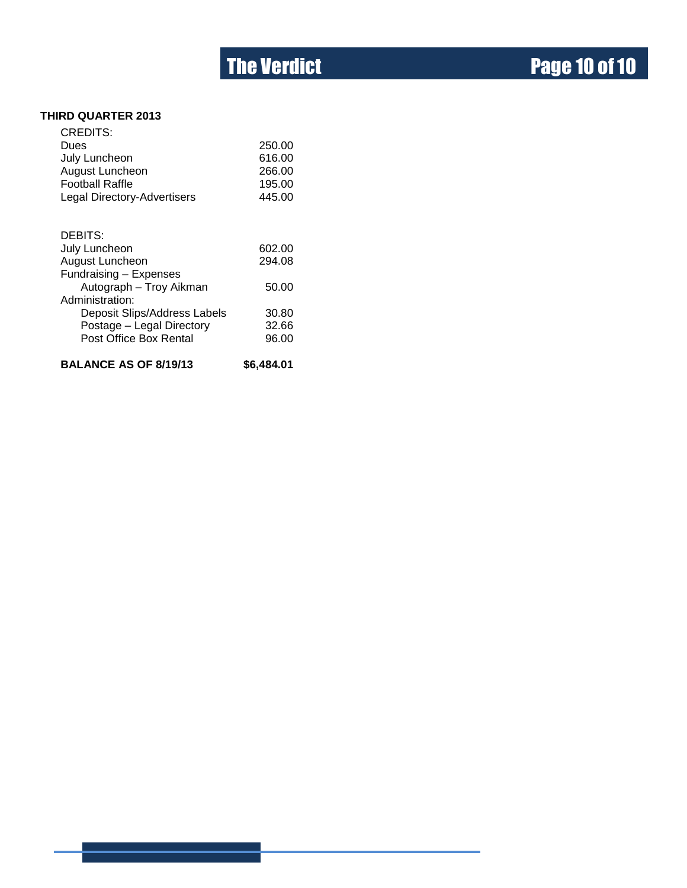**THIRD QUARTER 2013**

| | |
|---|---|
| CREDITS: | |
| Dues | 250.00 |
| July Luncheon | 616.00 |
| August Luncheon | 266.00 |
| Football Raffle | 195.00 |
| Legal Directory-Advertisers | 445.00 |
| | |
| DEBITS: | |
| July Luncheon | 602.00 |
| August Luncheon | 294.08 |
| Fundraising – Expenses | |
| Autograph – Troy Aikman | 50.00 |
| Administration: | |
| Deposit Slips/Address Labels | 30.80 |
| Postage – Legal Directory | 32.66 |
| Post Office Box Rental | 96.00 |
| | |
| **BALANCE AS OF 8/19/13** | **$6,484.01** |